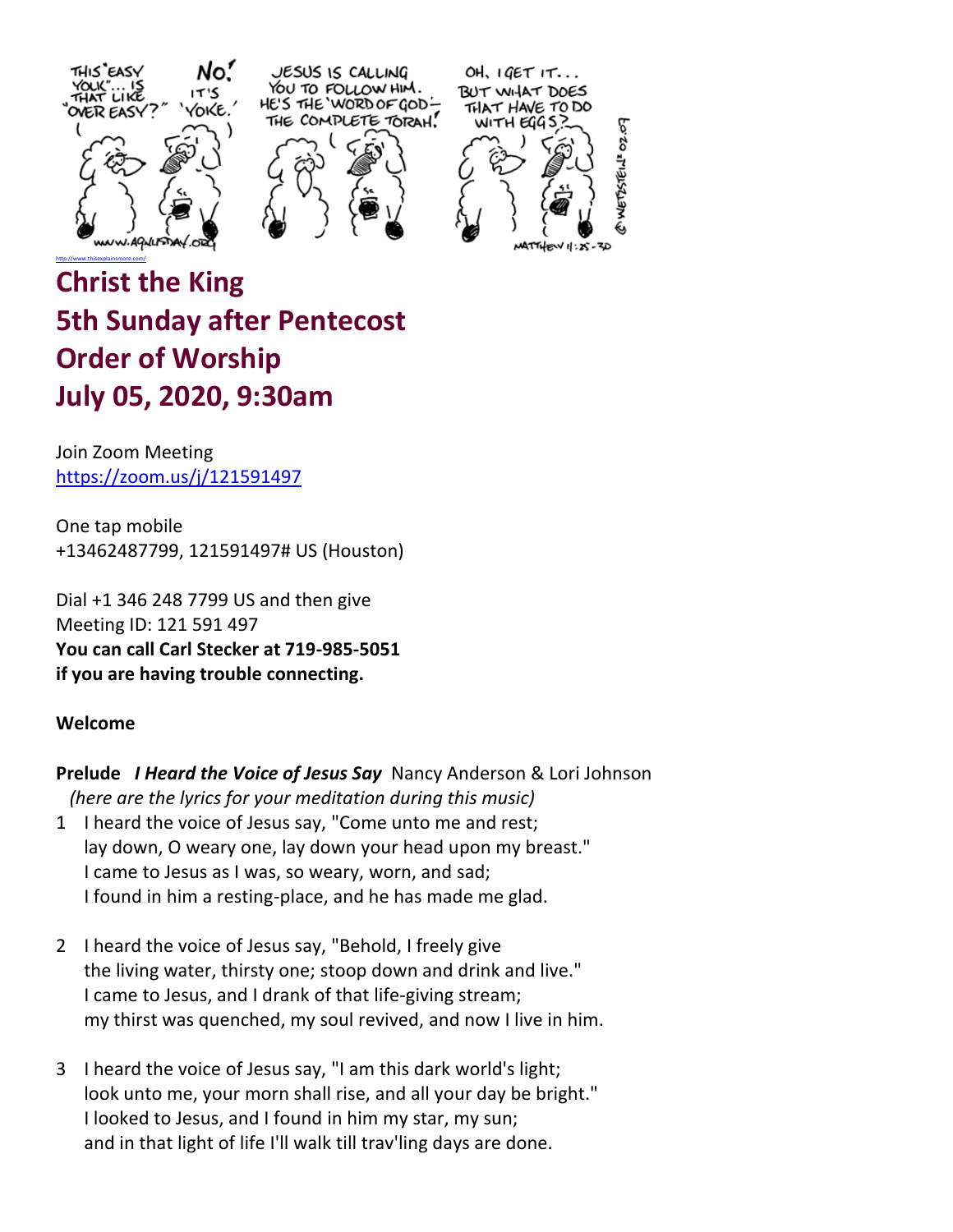http://www.thisexplainsmore.com/

# Christ the King
# 5th Sunday after Pentecost
# Order of Worship
# July 05, 2020, 9:30am

Join Zoom Meeting
https://zoom.us/j/121591497

One tap mobile
+13462487799, 121591497# US (Houston)

Dial +1 346 248 7799 US and then give
Meeting ID: 121 591 497
**You can call Carl Stecker at 719-985-5051**
**if you are having trouble connecting.**

**Welcome**

**Prelude** ***I Heard the Voice of Jesus Say*** Nancy Anderson & Lori Johnson
*(here are the lyrics for your meditation during this music)*

1 I heard the voice of Jesus say, "Come unto me and rest;
lay down, O weary one, lay down your head upon my breast."
I came to Jesus as I was, so weary, worn, and sad;
I found in him a resting-place, and he has made me glad.

2 I heard the voice of Jesus say, "Behold, I freely give
the living water, thirsty one; stoop down and drink and live."
I came to Jesus, and I drank of that life-giving stream;
my thirst was quenched, my soul revived, and now I live in him.

3 I heard the voice of Jesus say, "I am this dark world's light;
look unto me, your morn shall rise, and all your day be bright."
I looked to Jesus, and I found in him my star, my sun;
and in that light of life I'll walk till trav'ling days are done.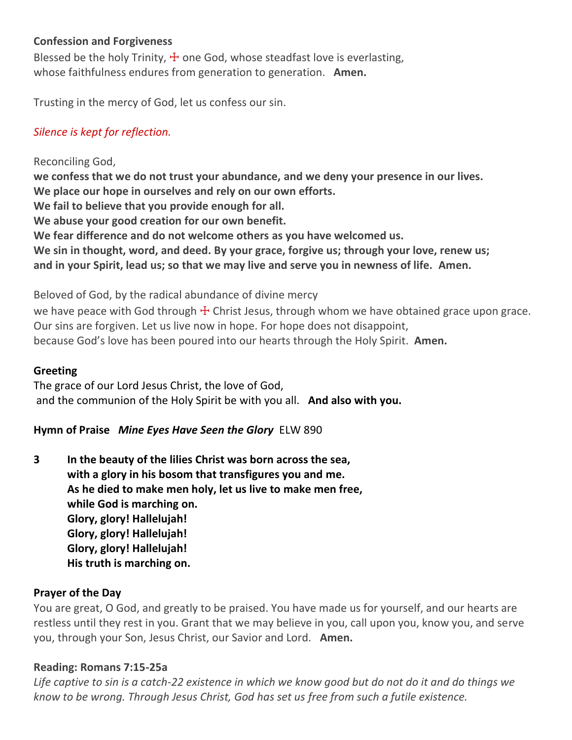**Confession and Forgiveness**

Blessed be the holy Trinity, ☩ one God, whose steadfast love is everlasting,
whose faithfulness endures from generation to generation. **Amen.**

Trusting in the mercy of God, let us confess our sin.

*Silence is kept for reflection.*

Reconciling God,
**we confess that we do not trust your abundance, and we deny your presence in our lives.**
**We place our hope in ourselves and rely on our own efforts.**
**We fail to believe that you provide enough for all.**
**We abuse your good creation for our own benefit.**
**We fear difference and do not welcome others as you have welcomed us.**
**We sin in thought, word, and deed. By your grace, forgive us; through your love, renew us;**
**and in your Spirit, lead us; so that we may live and serve you in newness of life. Amen.**

Beloved of God, by the radical abundance of divine mercy
we have peace with God through ☩ Christ Jesus, through whom we have obtained grace upon grace.
Our sins are forgiven. Let us live now in hope. For hope does not disappoint,
because God's love has been poured into our hearts through the Holy Spirit. **Amen.**

**Greeting**

The grace of our Lord Jesus Christ, the love of God,
and the communion of the Holy Spirit be with you all. **And also with you.**

**Hymn of Praise** ***Mine Eyes Have Seen the Glory*** ELW 890

**3 In the beauty of the lilies Christ was born across the sea,**
**with a glory in his bosom that transfigures you and me.**
**As he died to make men holy, let us live to make men free,**
**while God is marching on.**
**Glory, glory! Hallelujah!**
**Glory, glory! Hallelujah!**
**Glory, glory! Hallelujah!**
**His truth is marching on.**

**Prayer of the Day**

You are great, O God, and greatly to be praised. You have made us for yourself, and our hearts are restless until they rest in you. Grant that we may believe in you, call upon you, know you, and serve you, through your Son, Jesus Christ, our Savior and Lord. **Amen.**

**Reading: Romans 7:15-25a**

*Life captive to sin is a catch-22 existence in which we know good but do not do it and do things we know to be wrong. Through Jesus Christ, God has set us free from such a futile existence.*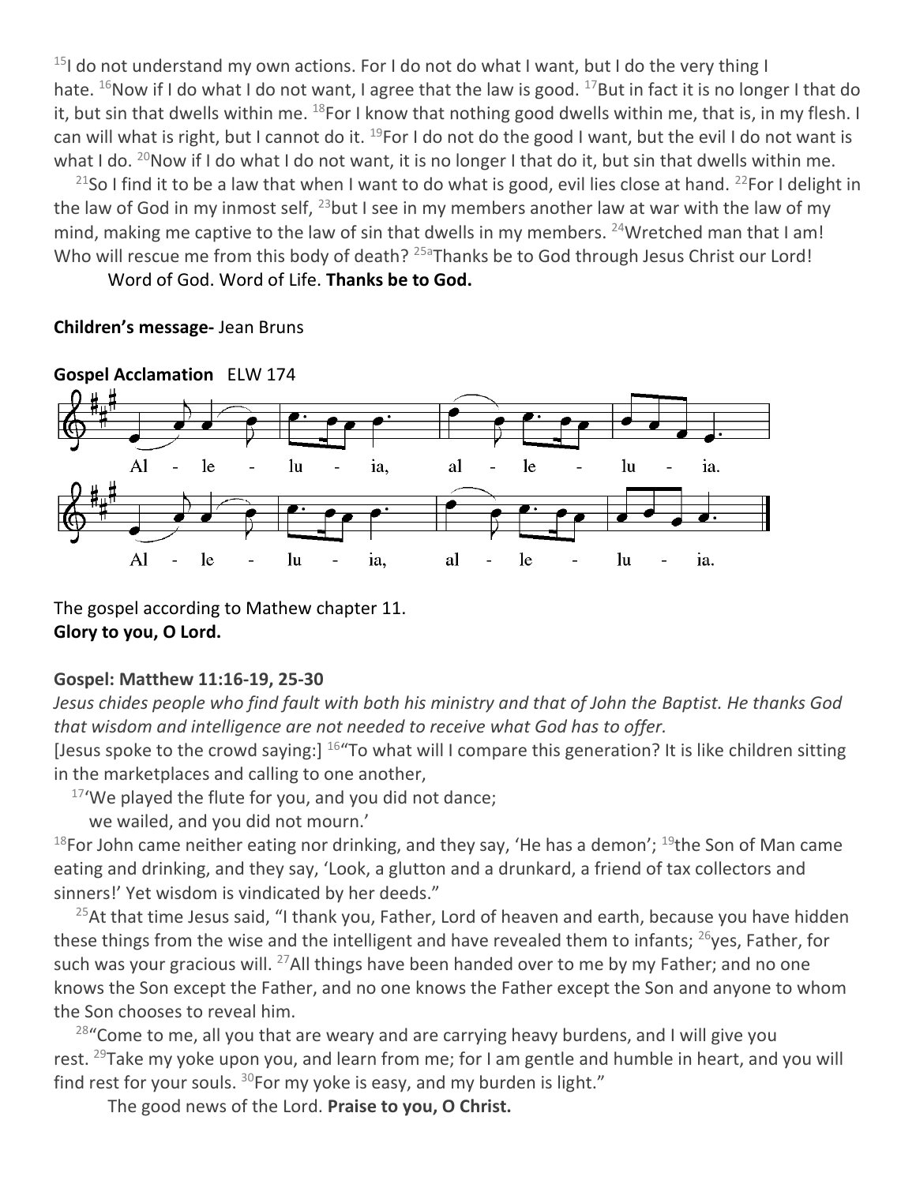[15]I do not understand my own actions. For I do not do what I want, but I do the very thing I hate. [16]Now if I do what I do not want, I agree that the law is good. [17]But in fact it is no longer I that do it, but sin that dwells within me. [18]For I know that nothing good dwells within me, that is, in my flesh. I can will what is right, but I cannot do it. [19]For I do not do the good I want, but the evil I do not want is what I do. [20]Now if I do what I do not want, it is no longer I that do it, but sin that dwells within me.

[21]So I find it to be a law that when I want to do what is good, evil lies close at hand. [22]For I delight in the law of God in my inmost self, [23]but I see in my members another law at war with the law of my mind, making me captive to the law of sin that dwells in my members. [24]Wretched man that I am! Who will rescue me from this body of death? [25a]Thanks be to God through Jesus Christ our Lord!

Word of God. Word of Life. **Thanks be to God.**

**Children's message-** Jean Bruns

**Gospel Acclamation** ELW 174

Al - le - lu - ia, al - le - lu - ia.

Al - le - lu - ia, al - le - lu - ia.

The gospel according to Mathew chapter 11.
**Glory to you, O Lord.**

**Gospel: Matthew 11:16-19, 25-30**

*Jesus chides people who find fault with both his ministry and that of John the Baptist. He thanks God that wisdom and intelligence are not needed to receive what God has to offer.*

[Jesus spoke to the crowd saying:] [16]"To what will I compare this generation? It is like children sitting in the marketplaces and calling to one another,

[17]'We played the flute for you, and you did not dance;
we wailed, and you did not mourn.'

[18]For John came neither eating nor drinking, and they say, 'He has a demon'; [19]the Son of Man came eating and drinking, and they say, 'Look, a glutton and a drunkard, a friend of tax collectors and sinners!' Yet wisdom is vindicated by her deeds."

[25]At that time Jesus said, "I thank you, Father, Lord of heaven and earth, because you have hidden these things from the wise and the intelligent and have revealed them to infants; [26]yes, Father, for such was your gracious will. [27]All things have been handed over to me by my Father; and no one knows the Son except the Father, and no one knows the Father except the Son and anyone to whom the Son chooses to reveal him.

[28]"Come to me, all you that are weary and are carrying heavy burdens, and I will give you rest. [29]Take my yoke upon you, and learn from me; for I am gentle and humble in heart, and you will find rest for your souls. [30]For my yoke is easy, and my burden is light."

The good news of the Lord. **Praise to you, O Christ.**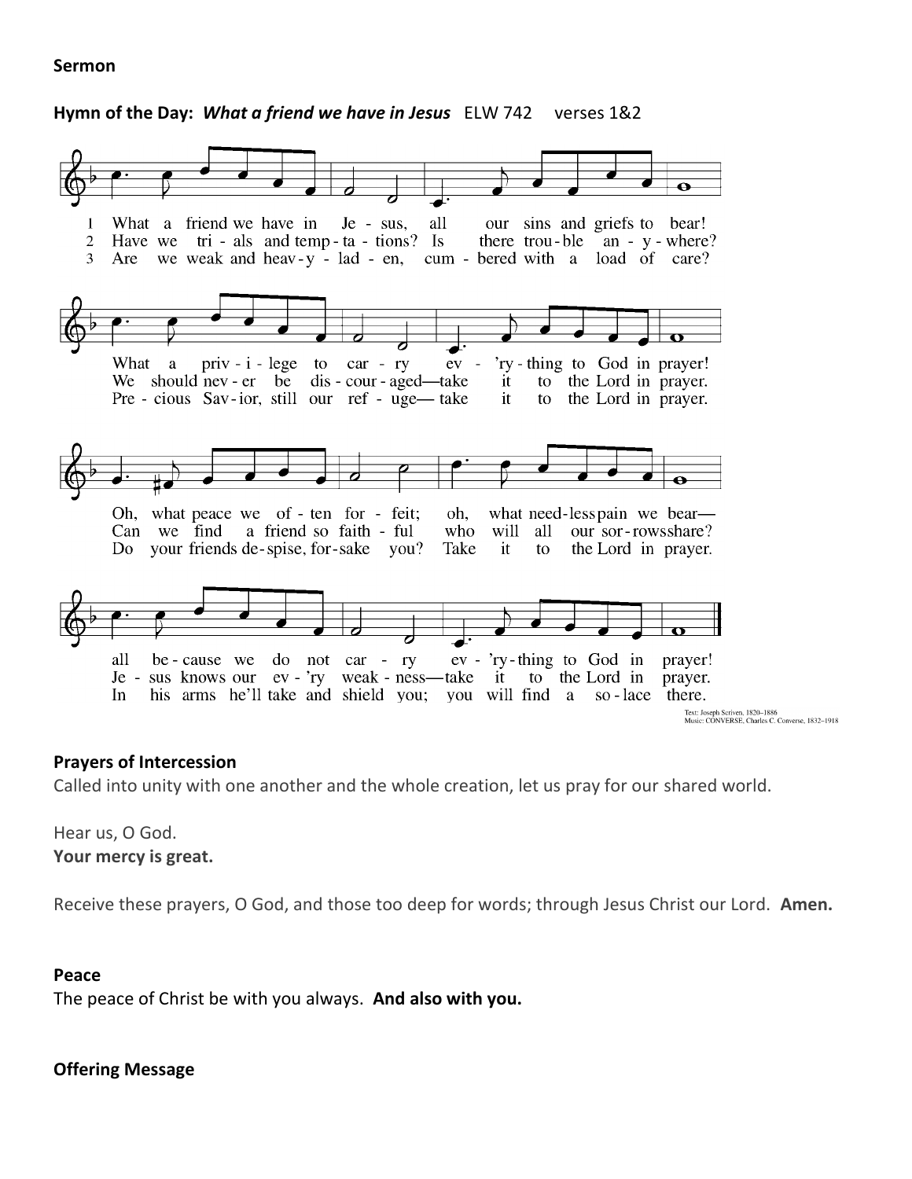**Sermon**

**Hymn of the Day:** ***What a friend we have in Jesus*** ELW 742 verses 1&2

1 What a friend we have in Jesus, all our sins and griefs to bear! What a privilege to carry ev'rything to God in prayer! Oh, what peace we often forfeit; oh, what needless pain we bear— all because we do not carry ev'rything to God in prayer!

2 Have we trials and temptations? Is there trouble anywhere? We should never be discouraged—take it to the Lord in prayer. Can we find a friend so faithful who will all our sorrows share? Jesus knows our ev'ry weakness—take it to the Lord in prayer.

3 Are we weak and heavy-laden, cumbered with a load of care? Precious Savior, still our refuge— take it to the Lord in prayer. Do your friends despise, forsake you? Take it to the Lord in prayer. In his arms he'll take and shield you; you will find a solace there.

Text: Joseph Scriven, 1820–1886
Music: CONVERSE, Charles C. Converse, 1832–1918

**Prayers of Intercession**

Called into unity with one another and the whole creation, let us pray for our shared world.

Hear us, O God.
**Your mercy is great.**

Receive these prayers, O God, and those too deep for words; through Jesus Christ our Lord. **Amen.**

**Peace**

The peace of Christ be with you always. **And also with you.**

**Offering Message**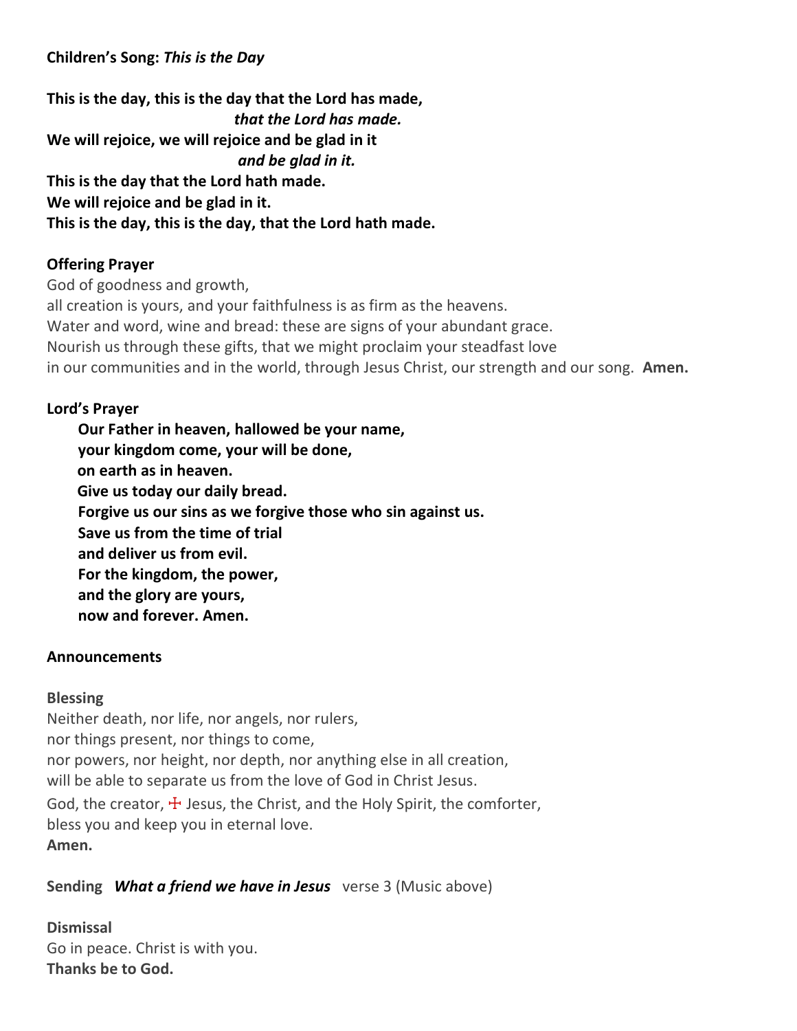**Children's Song:** ***This is the Day***

**This is the day, this is the day that the Lord has made,**
***that the Lord has made.***
**We will rejoice, we will rejoice and be glad in it**
***and be glad in it.***
**This is the day that the Lord hath made.**
**We will rejoice and be glad in it.**
**This is the day, this is the day, that the Lord hath made.**

**Offering Prayer**

God of goodness and growth,
all creation is yours, and your faithfulness is as firm as the heavens.
Water and word, wine and bread: these are signs of your abundant grace.
Nourish us through these gifts, that we might proclaim your steadfast love
in our communities and in the world, through Jesus Christ, our strength and our song. **Amen.**

**Lord's Prayer**

**Our Father in heaven, hallowed be your name,**
**your kingdom come, your will be done,**
**on earth as in heaven.**
**Give us today our daily bread.**
**Forgive us our sins as we forgive those who sin against us.**
**Save us from the time of trial**
**and deliver us from evil.**
**For the kingdom, the power,**
**and the glory are yours,**
**now and forever. Amen.**

**Announcements**

**Blessing**

Neither death, nor life, nor angels, nor rulers,
nor things present, nor things to come,
nor powers, nor height, nor depth, nor anything else in all creation,
will be able to separate us from the love of God in Christ Jesus.
God, the creator, ☩ Jesus, the Christ, and the Holy Spirit, the comforter,
bless you and keep you in eternal love.
**Amen.**

**Sending** ***What a friend we have in Jesus*** verse 3 (Music above)

**Dismissal**

Go in peace. Christ is with you.
**Thanks be to God.**